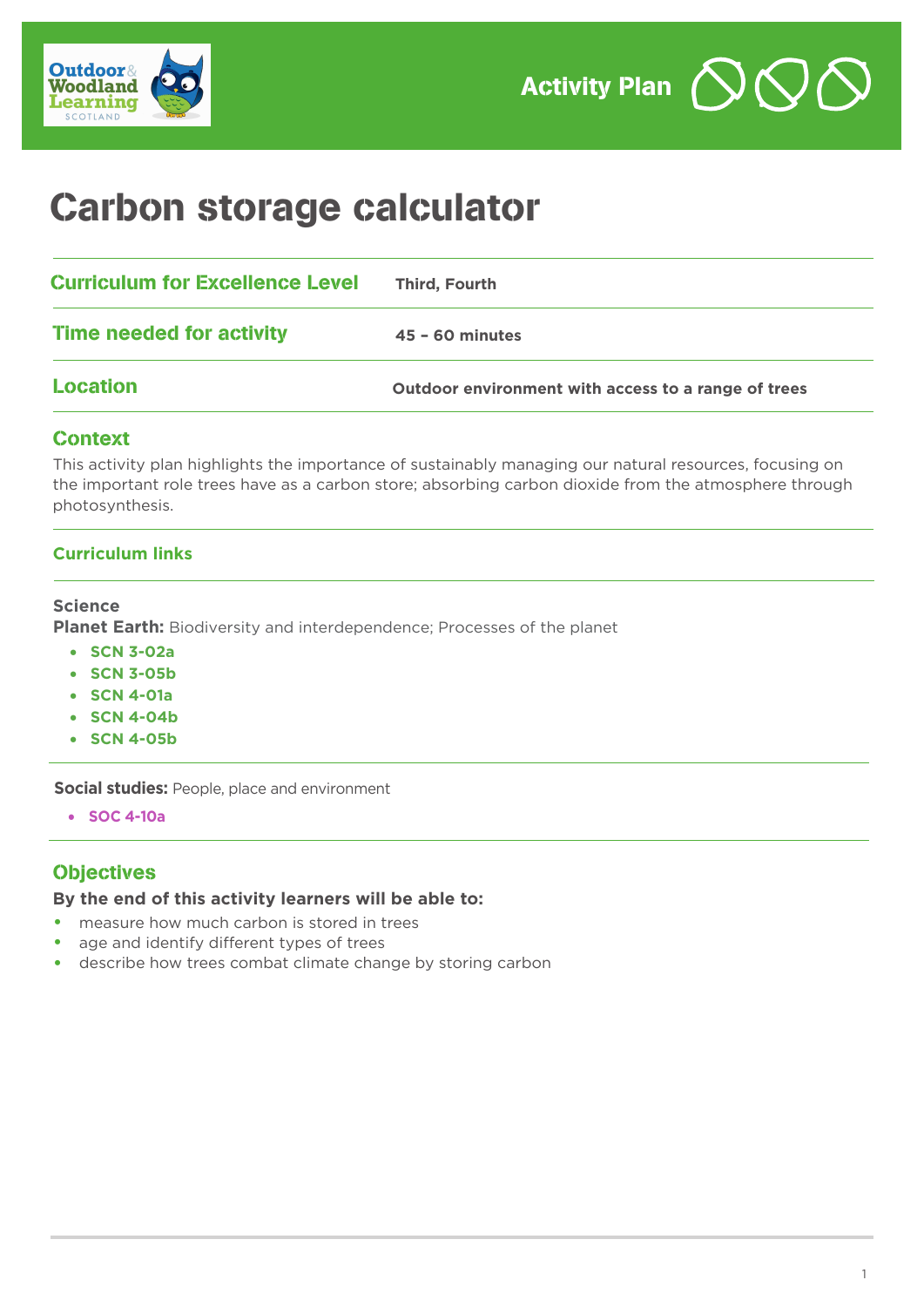Activity Plan

# Carbon storage calculator

| | |
|---|---|
| **Curriculum for Excellence Level** | **Third, Fourth** |
| **Time needed for activity** | **45 – 60 minutes** |
| **Location** | **Outdoor environment with access to a range of trees** |

## Context

This activity plan highlights the importance of sustainably managing our natural resources, focusing on the important role trees have as a carbon store; absorbing carbon dioxide from the atmosphere through photosynthesis.

### Curriculum links

**Science**
**Planet Earth:** Biodiversity and interdependence; Processes of the planet

- **SCN 3-02a**
- **SCN 3-05b**
- **SCN 4-01a**
- **SCN 4-04b**
- **SCN 4-05b**

**Social studies:** People, place and environment

- **SOC 4-10a**

## Objectives

**By the end of this activity learners will be able to:**

- measure how much carbon is stored in trees
- age and identify different types of trees
- describe how trees combat climate change by storing carbon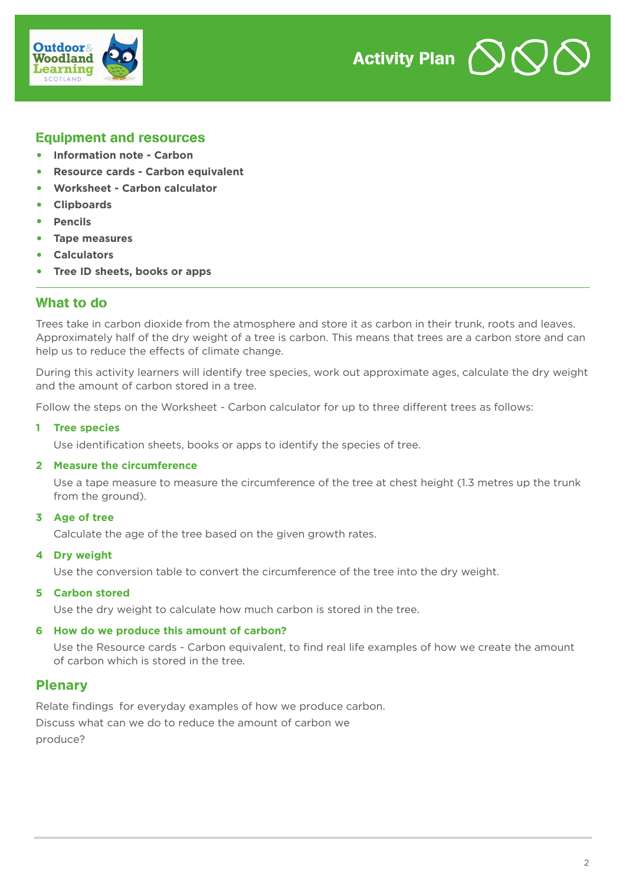Activity Plan

## Equipment and resources

- **Information note - Carbon**
- **Resource cards - Carbon equivalent**
- **Worksheet - Carbon calculator**
- **Clipboards**
- **Pencils**
- **Tape measures**
- **Calculators**
- **Tree ID sheets, books or apps**

## What to do

Trees take in carbon dioxide from the atmosphere and store it as carbon in their trunk, roots and leaves. Approximately half of the dry weight of a tree is carbon. This means that trees are a carbon store and can help us to reduce the effects of climate change.

During this activity learners will identify tree species, work out approximate ages, calculate the dry weight and the amount of carbon stored in a tree.

Follow the steps on the Worksheet - Carbon calculator for up to three different trees as follows:

1. **Tree species**

   Use identification sheets, books or apps to identify the species of tree.

2. **Measure the circumference**

   Use a tape measure to measure the circumference of the tree at chest height (1.3 metres up the trunk from the ground).

3. **Age of tree**

   Calculate the age of the tree based on the given growth rates.

4. **Dry weight**

   Use the conversion table to convert the circumference of the tree into the dry weight.

5. **Carbon stored**

   Use the dry weight to calculate how much carbon is stored in the tree.

6. **How do we produce this amount of carbon?**

   Use the Resource cards - Carbon equivalent, to find real life examples of how we create the amount of carbon which is stored in the tree.

## Plenary

Relate findings  for everyday examples of how we produce carbon.
Discuss what can we do to reduce the amount of carbon we produce?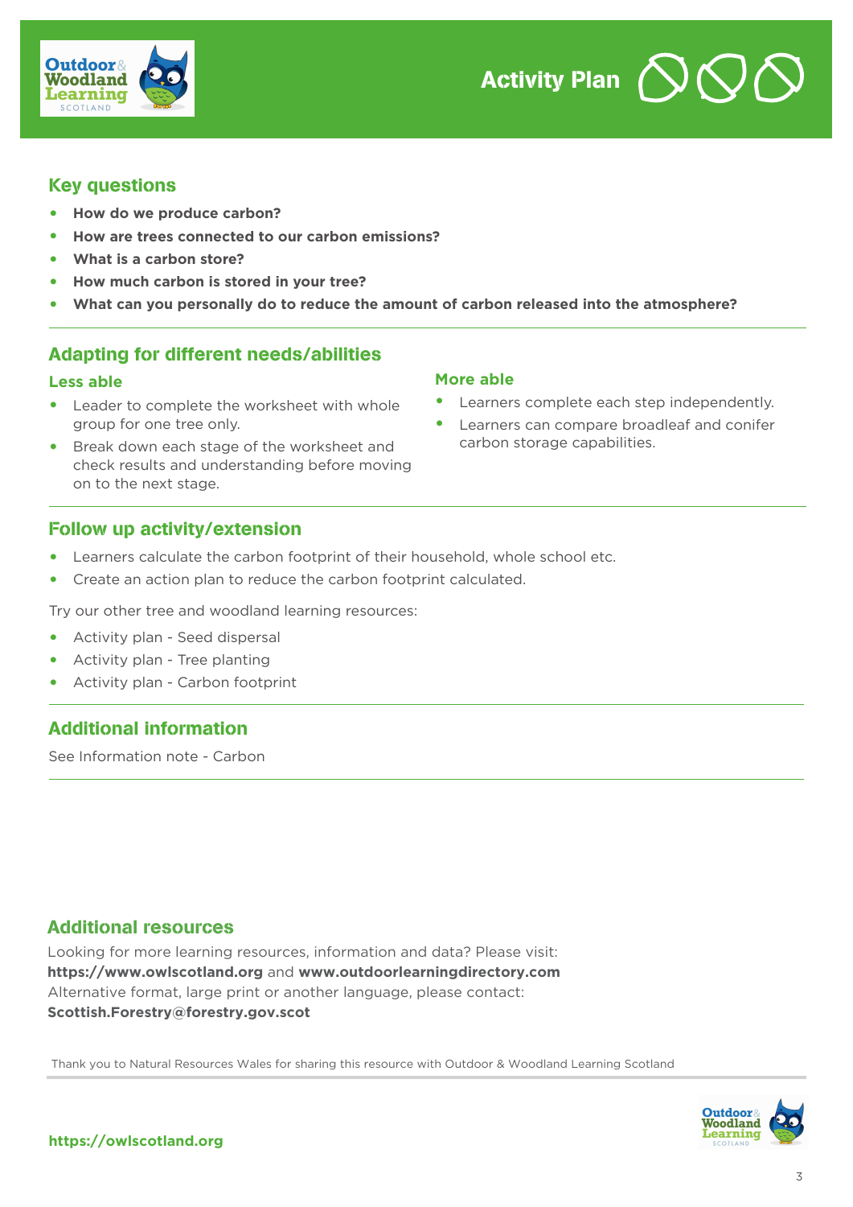# Activity Plan

## Key questions

- **How do we produce carbon?**
- **How are trees connected to our carbon emissions?**
- **What is a carbon store?**
- **How much carbon is stored in your tree?**
- **What can you personally do to reduce the amount of carbon released into the atmosphere?**

## Adapting for different needs/abilities

### Less able

- Leader to complete the worksheet with whole group for one tree only.
- Break down each stage of the worksheet and check results and understanding before moving on to the next stage.

### More able

- Learners complete each step independently.
- Learners can compare broadleaf and conifer carbon storage capabilities.

## Follow up activity/extension

- Learners calculate the carbon footprint of their household, whole school etc.
- Create an action plan to reduce the carbon footprint calculated.

Try our other tree and woodland learning resources:

- Activity plan - Seed dispersal
- Activity plan - Tree planting
- Activity plan - Carbon footprint

## Additional information

See Information note - Carbon

## Additional resources

Looking for more learning resources, information and data? Please visit:
**https://www.owlscotland.org** and **www.outdoorlearningdirectory.com**
Alternative format, large print or another language, please contact:
**Scottish.Forestry@forestry.gov.scot**

Thank you to Natural Resources Wales for sharing this resource with Outdoor & Woodland Learning Scotland